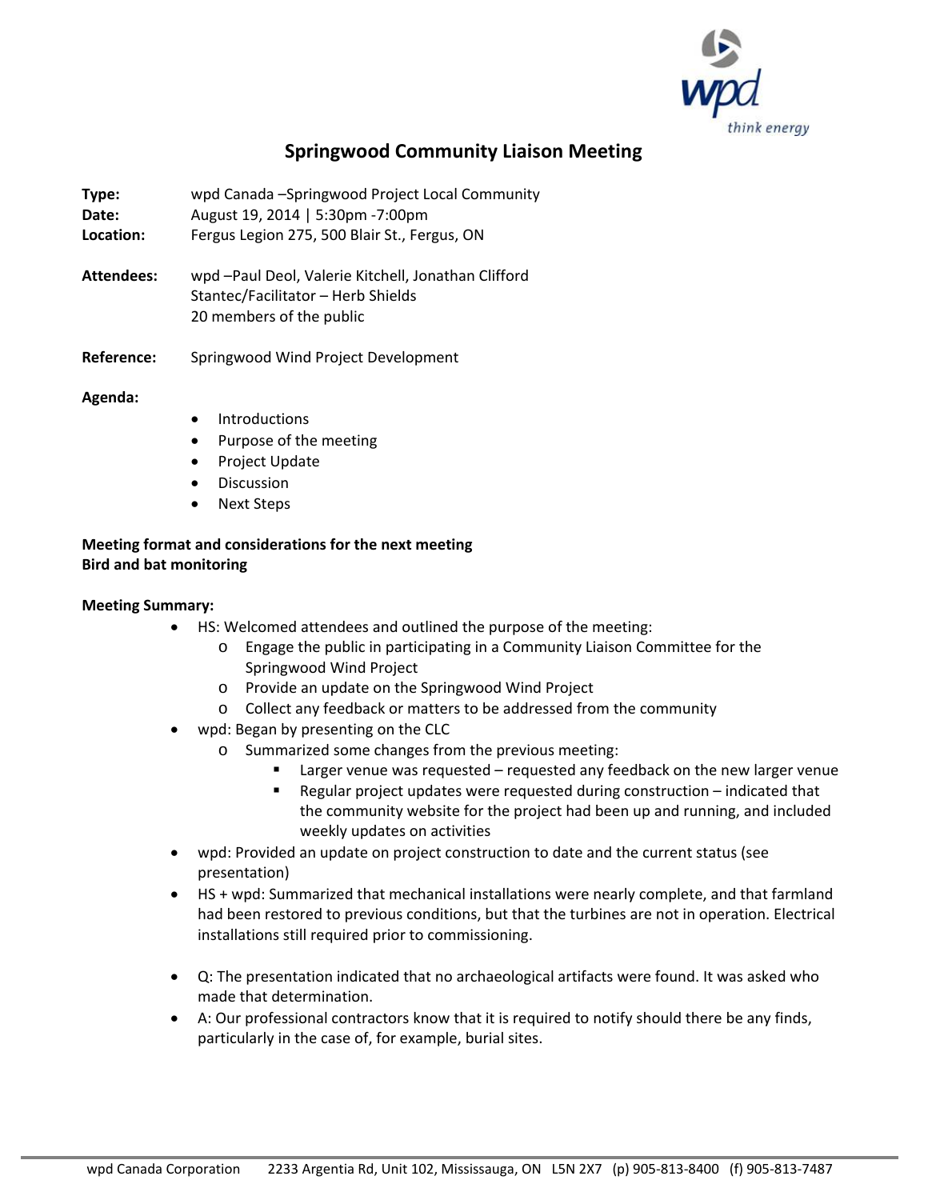# Springwood Community Liaison Meeting

**Type:** wpd Canada –Springwood Project Local Community
**Date:** August 19, 2014 | 5:30pm -7:00pm
**Location:** Fergus Legion 275, 500 Blair St., Fergus, ON

**Attendees:** wpd –Paul Deol, Valerie Kitchell, Jonathan Clifford
Stantec/Facilitator – Herb Shields
20 members of the public

**Reference:** Springwood Wind Project Development

**Agenda:**

- Introductions
- Purpose of the meeting
- Project Update
- Discussion
- Next Steps

**Meeting format and considerations for the next meeting**
**Bird and bat monitoring**

**Meeting Summary:**

- HS: Welcomed attendees and outlined the purpose of the meeting:
  - Engage the public in participating in a Community Liaison Committee for the Springwood Wind Project
  - Provide an update on the Springwood Wind Project
  - Collect any feedback or matters to be addressed from the community
- wpd: Began by presenting on the CLC
  - Summarized some changes from the previous meeting:
    - Larger venue was requested – requested any feedback on the new larger venue
    - Regular project updates were requested during construction – indicated that the community website for the project had been up and running, and included weekly updates on activities
- wpd: Provided an update on project construction to date and the current status (see presentation)
- HS + wpd: Summarized that mechanical installations were nearly complete, and that farmland had been restored to previous conditions, but that the turbines are not in operation. Electrical installations still required prior to commissioning.

- Q: The presentation indicated that no archaeological artifacts were found. It was asked who made that determination.
- A: Our professional contractors know that it is required to notify should there be any finds, particularly in the case of, for example, burial sites.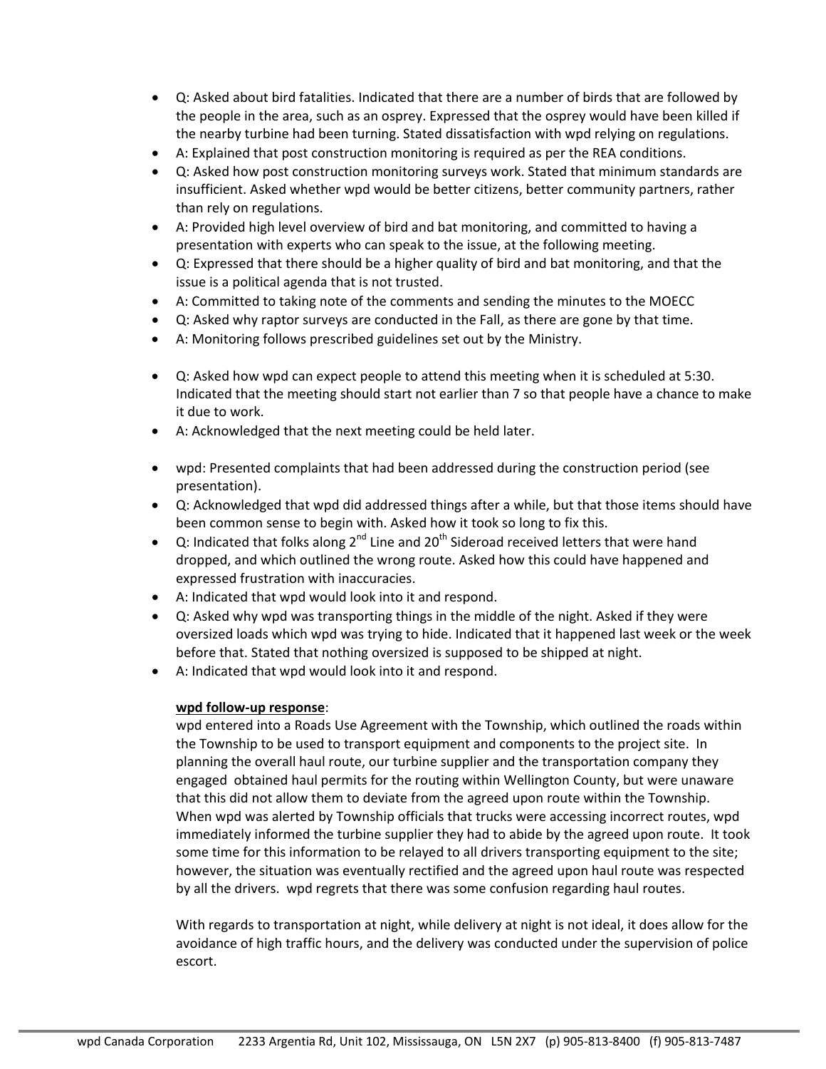- Q: Asked about bird fatalities. Indicated that there are a number of birds that are followed by the people in the area, such as an osprey. Expressed that the osprey would have been killed if the nearby turbine had been turning. Stated dissatisfaction with wpd relying on regulations.
- A: Explained that post construction monitoring is required as per the REA conditions.
- Q: Asked how post construction monitoring surveys work. Stated that minimum standards are insufficient. Asked whether wpd would be better citizens, better community partners, rather than rely on regulations.
- A: Provided high level overview of bird and bat monitoring, and committed to having a presentation with experts who can speak to the issue, at the following meeting.
- Q: Expressed that there should be a higher quality of bird and bat monitoring, and that the issue is a political agenda that is not trusted.
- A: Committed to taking note of the comments and sending the minutes to the MOECC
- Q: Asked why raptor surveys are conducted in the Fall, as there are gone by that time.
- A: Monitoring follows prescribed guidelines set out by the Ministry.

- Q: Asked how wpd can expect people to attend this meeting when it is scheduled at 5:30. Indicated that the meeting should start not earlier than 7 so that people have a chance to make it due to work.
- A: Acknowledged that the next meeting could be held later.

- wpd: Presented complaints that had been addressed during the construction period (see presentation).
- Q: Acknowledged that wpd did addressed things after a while, but that those items should have been common sense to begin with. Asked how it took so long to fix this.
- Q: Indicated that folks along 2nd Line and 20th Sideroad received letters that were hand dropped, and which outlined the wrong route. Asked how this could have happened and expressed frustration with inaccuracies.
- A: Indicated that wpd would look into it and respond.
- Q: Asked why wpd was transporting things in the middle of the night. Asked if they were oversized loads which wpd was trying to hide. Indicated that it happened last week or the week before that. Stated that nothing oversized is supposed to be shipped at night.
- A: Indicated that wpd would look into it and respond.

**wpd follow-up response**:
wpd entered into a Roads Use Agreement with the Township, which outlined the roads within the Township to be used to transport equipment and components to the project site. In planning the overall haul route, our turbine supplier and the transportation company they engaged obtained haul permits for the routing within Wellington County, but were unaware that this did not allow them to deviate from the agreed upon route within the Township. When wpd was alerted by Township officials that trucks were accessing incorrect routes, wpd immediately informed the turbine supplier they had to abide by the agreed upon route. It took some time for this information to be relayed to all drivers transporting equipment to the site; however, the situation was eventually rectified and the agreed upon haul route was respected by all the drivers. wpd regrets that there was some confusion regarding haul routes.

With regards to transportation at night, while delivery at night is not ideal, it does allow for the avoidance of high traffic hours, and the delivery was conducted under the supervision of police escort.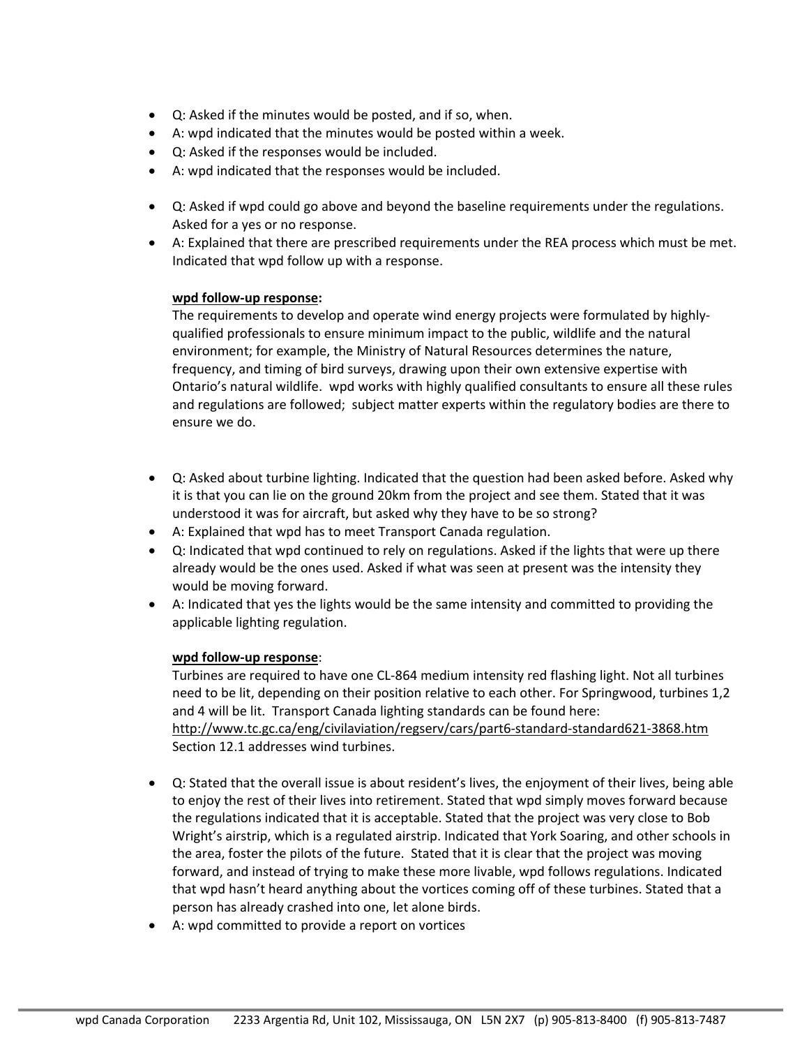- Q: Asked if the minutes would be posted, and if so, when.
- A: wpd indicated that the minutes would be posted within a week.
- Q: Asked if the responses would be included.
- A: wpd indicated that the responses would be included.

- Q: Asked if wpd could go above and beyond the baseline requirements under the regulations. Asked for a yes or no response.
- A: Explained that there are prescribed requirements under the REA process which must be met. Indicated that wpd follow up with a response.

  **wpd follow-up response:**
  The requirements to develop and operate wind energy projects were formulated by highly-qualified professionals to ensure minimum impact to the public, wildlife and the natural environment; for example, the Ministry of Natural Resources determines the nature, frequency, and timing of bird surveys, drawing upon their own extensive expertise with Ontario's natural wildlife. wpd works with highly qualified consultants to ensure all these rules and regulations are followed; subject matter experts within the regulatory bodies are there to ensure we do.

- Q: Asked about turbine lighting. Indicated that the question had been asked before. Asked why it is that you can lie on the ground 20km from the project and see them. Stated that it was understood it was for aircraft, but asked why they have to be so strong?
- A: Explained that wpd has to meet Transport Canada regulation.
- Q: Indicated that wpd continued to rely on regulations. Asked if the lights that were up there already would be the ones used. Asked if what was seen at present was the intensity they would be moving forward.
- A: Indicated that yes the lights would be the same intensity and committed to providing the applicable lighting regulation.

  **wpd follow-up response**:
  Turbines are required to have one CL-864 medium intensity red flashing light. Not all turbines need to be lit, depending on their position relative to each other. For Springwood, turbines 1,2 and 4 will be lit. Transport Canada lighting standards can be found here:
  http://www.tc.gc.ca/eng/civilaviation/regserv/cars/part6-standard-standard621-3868.htm
  Section 12.1 addresses wind turbines.

- Q: Stated that the overall issue is about resident's lives, the enjoyment of their lives, being able to enjoy the rest of their lives into retirement. Stated that wpd simply moves forward because the regulations indicated that it is acceptable. Stated that the project was very close to Bob Wright's airstrip, which is a regulated airstrip. Indicated that York Soaring, and other schools in the area, foster the pilots of the future. Stated that it is clear that the project was moving forward, and instead of trying to make these more livable, wpd follows regulations. Indicated that wpd hasn't heard anything about the vortices coming off of these turbines. Stated that a person has already crashed into one, let alone birds.
- A: wpd committed to provide a report on vortices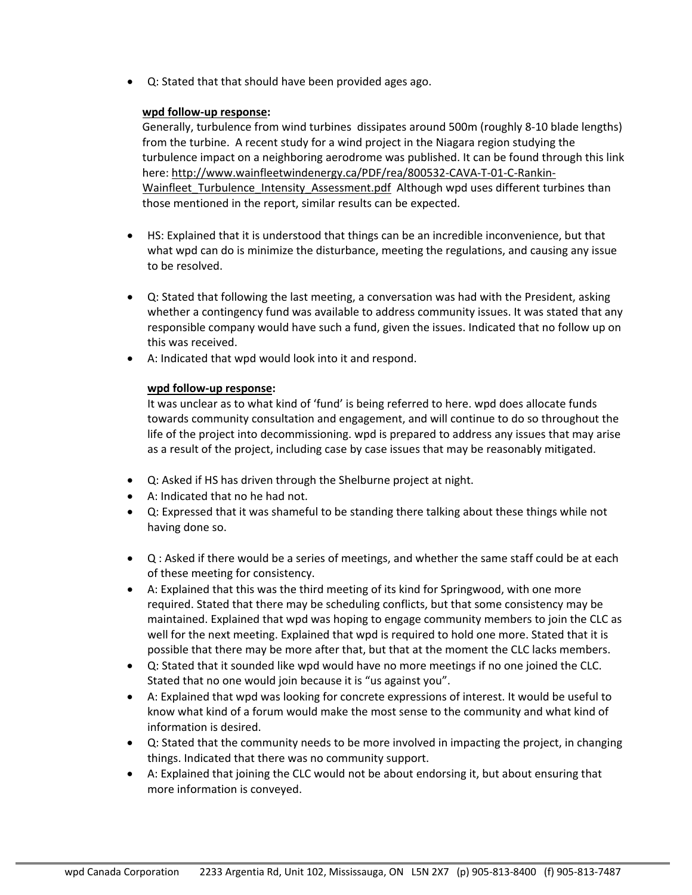- Q: Stated that that should have been provided ages ago.

  **wpd follow-up response:**
  Generally, turbulence from wind turbines dissipates around 500m (roughly 8-10 blade lengths) from the turbine. A recent study for a wind project in the Niagara region studying the turbulence impact on a neighboring aerodrome was published. It can be found through this link here: http://www.wainfleetwindenergy.ca/PDF/rea/800532-CAVA-T-01-C-Rankin-Wainfleet_Turbulence_Intensity_Assessment.pdf Although wpd uses different turbines than those mentioned in the report, similar results can be expected.

- HS: Explained that it is understood that things can be an incredible inconvenience, but that what wpd can do is minimize the disturbance, meeting the regulations, and causing any issue to be resolved.

- Q: Stated that following the last meeting, a conversation was had with the President, asking whether a contingency fund was available to address community issues. It was stated that any responsible company would have such a fund, given the issues. Indicated that no follow up on this was received.
- A: Indicated that wpd would look into it and respond.

  **wpd follow-up response:**
  It was unclear as to what kind of 'fund' is being referred to here. wpd does allocate funds towards community consultation and engagement, and will continue to do so throughout the life of the project into decommissioning. wpd is prepared to address any issues that may arise as a result of the project, including case by case issues that may be reasonably mitigated.

- Q: Asked if HS has driven through the Shelburne project at night.
- A: Indicated that no he had not.
- Q: Expressed that it was shameful to be standing there talking about these things while not having done so.

- Q : Asked if there would be a series of meetings, and whether the same staff could be at each of these meeting for consistency.
- A: Explained that this was the third meeting of its kind for Springwood, with one more required. Stated that there may be scheduling conflicts, but that some consistency may be maintained. Explained that wpd was hoping to engage community members to join the CLC as well for the next meeting. Explained that wpd is required to hold one more. Stated that it is possible that there may be more after that, but that at the moment the CLC lacks members.
- Q: Stated that it sounded like wpd would have no more meetings if no one joined the CLC. Stated that no one would join because it is "us against you".
- A: Explained that wpd was looking for concrete expressions of interest. It would be useful to know what kind of a forum would make the most sense to the community and what kind of information is desired.
- Q: Stated that the community needs to be more involved in impacting the project, in changing things. Indicated that there was no community support.
- A: Explained that joining the CLC would not be about endorsing it, but about ensuring that more information is conveyed.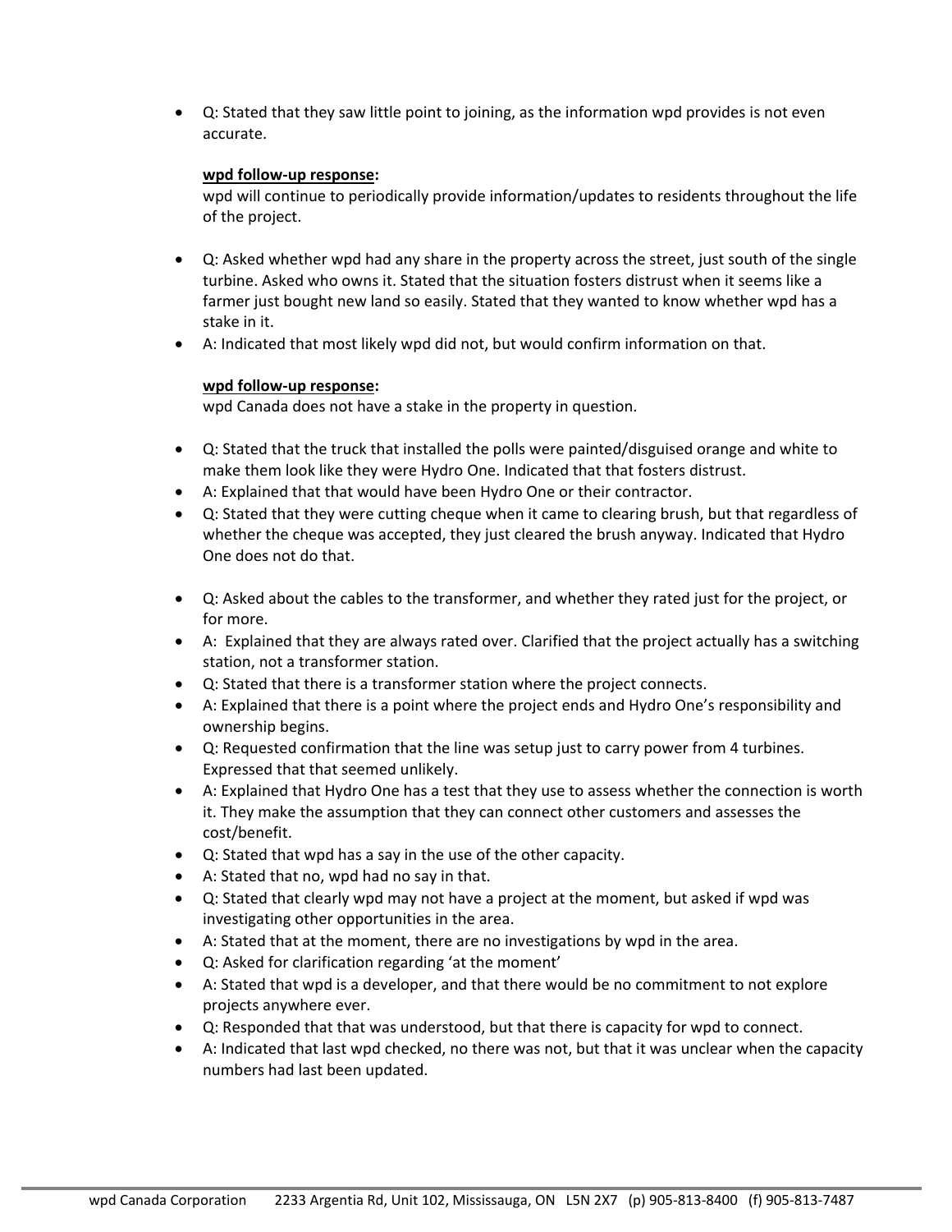- Q: Stated that they saw little point to joining, as the information wpd provides is not even accurate.

  **wpd follow-up response:**
  wpd will continue to periodically provide information/updates to residents throughout the life of the project.

- Q: Asked whether wpd had any share in the property across the street, just south of the single turbine. Asked who owns it. Stated that the situation fosters distrust when it seems like a farmer just bought new land so easily. Stated that they wanted to know whether wpd has a stake in it.
- A: Indicated that most likely wpd did not, but would confirm information on that.

  **wpd follow-up response:**
  wpd Canada does not have a stake in the property in question.

- Q: Stated that the truck that installed the polls were painted/disguised orange and white to make them look like they were Hydro One. Indicated that that fosters distrust.
- A: Explained that that would have been Hydro One or their contractor.
- Q: Stated that they were cutting cheque when it came to clearing brush, but that regardless of whether the cheque was accepted, they just cleared the brush anyway. Indicated that Hydro One does not do that.

- Q: Asked about the cables to the transformer, and whether they rated just for the project, or for more.
- A: Explained that they are always rated over. Clarified that the project actually has a switching station, not a transformer station.
- Q: Stated that there is a transformer station where the project connects.
- A: Explained that there is a point where the project ends and Hydro One's responsibility and ownership begins.
- Q: Requested confirmation that the line was setup just to carry power from 4 turbines. Expressed that that seemed unlikely.
- A: Explained that Hydro One has a test that they use to assess whether the connection is worth it. They make the assumption that they can connect other customers and assesses the cost/benefit.
- Q: Stated that wpd has a say in the use of the other capacity.
- A: Stated that no, wpd had no say in that.
- Q: Stated that clearly wpd may not have a project at the moment, but asked if wpd was investigating other opportunities in the area.
- A: Stated that at the moment, there are no investigations by wpd in the area.
- Q: Asked for clarification regarding 'at the moment'
- A: Stated that wpd is a developer, and that there would be no commitment to not explore projects anywhere ever.
- Q: Responded that that was understood, but that there is capacity for wpd to connect.
- A: Indicated that last wpd checked, no there was not, but that it was unclear when the capacity numbers had last been updated.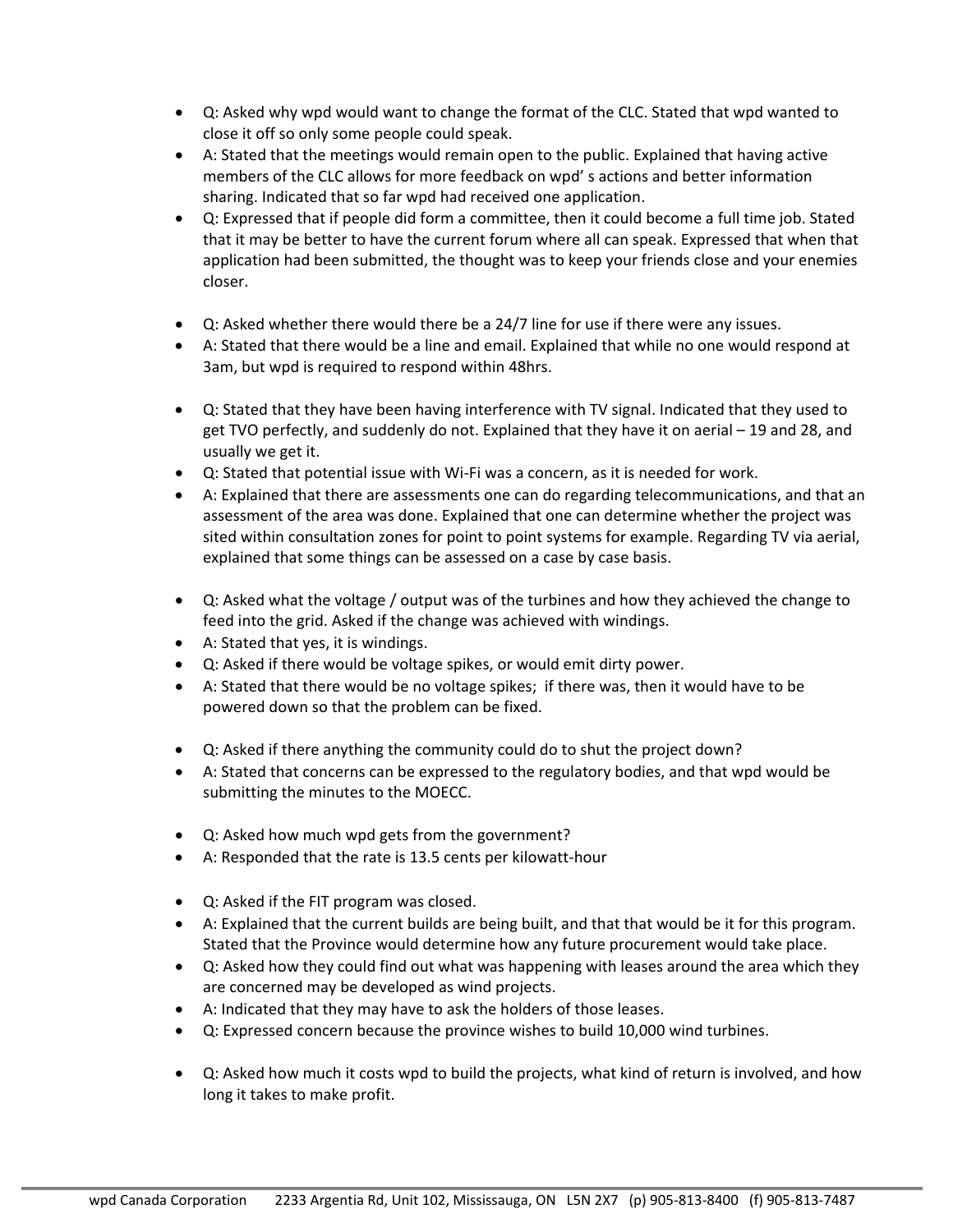- Q: Asked why wpd would want to change the format of the CLC. Stated that wpd wanted to close it off so only some people could speak.
- A: Stated that the meetings would remain open to the public. Explained that having active members of the CLC allows for more feedback on wpd' s actions and better information sharing. Indicated that so far wpd had received one application.
- Q: Expressed that if people did form a committee, then it could become a full time job. Stated that it may be better to have the current forum where all can speak. Expressed that when that application had been submitted, the thought was to keep your friends close and your enemies closer.

- Q: Asked whether there would there be a 24/7 line for use if there were any issues.
- A: Stated that there would be a line and email. Explained that while no one would respond at 3am, but wpd is required to respond within 48hrs.

- Q: Stated that they have been having interference with TV signal. Indicated that they used to get TVO perfectly, and suddenly do not. Explained that they have it on aerial – 19 and 28, and usually we get it.
- Q: Stated that potential issue with Wi-Fi was a concern, as it is needed for work.
- A: Explained that there are assessments one can do regarding telecommunications, and that an assessment of the area was done. Explained that one can determine whether the project was sited within consultation zones for point to point systems for example. Regarding TV via aerial, explained that some things can be assessed on a case by case basis.

- Q: Asked what the voltage / output was of the turbines and how they achieved the change to feed into the grid. Asked if the change was achieved with windings.
- A: Stated that yes, it is windings.
- Q: Asked if there would be voltage spikes, or would emit dirty power.
- A: Stated that there would be no voltage spikes; if there was, then it would have to be powered down so that the problem can be fixed.

- Q: Asked if there anything the community could do to shut the project down?
- A: Stated that concerns can be expressed to the regulatory bodies, and that wpd would be submitting the minutes to the MOECC.

- Q: Asked how much wpd gets from the government?
- A: Responded that the rate is 13.5 cents per kilowatt-hour

- Q: Asked if the FIT program was closed.
- A: Explained that the current builds are being built, and that that would be it for this program. Stated that the Province would determine how any future procurement would take place.
- Q: Asked how they could find out what was happening with leases around the area which they are concerned may be developed as wind projects.
- A: Indicated that they may have to ask the holders of those leases.
- Q: Expressed concern because the province wishes to build 10,000 wind turbines.

- Q: Asked how much it costs wpd to build the projects, what kind of return is involved, and how long it takes to make profit.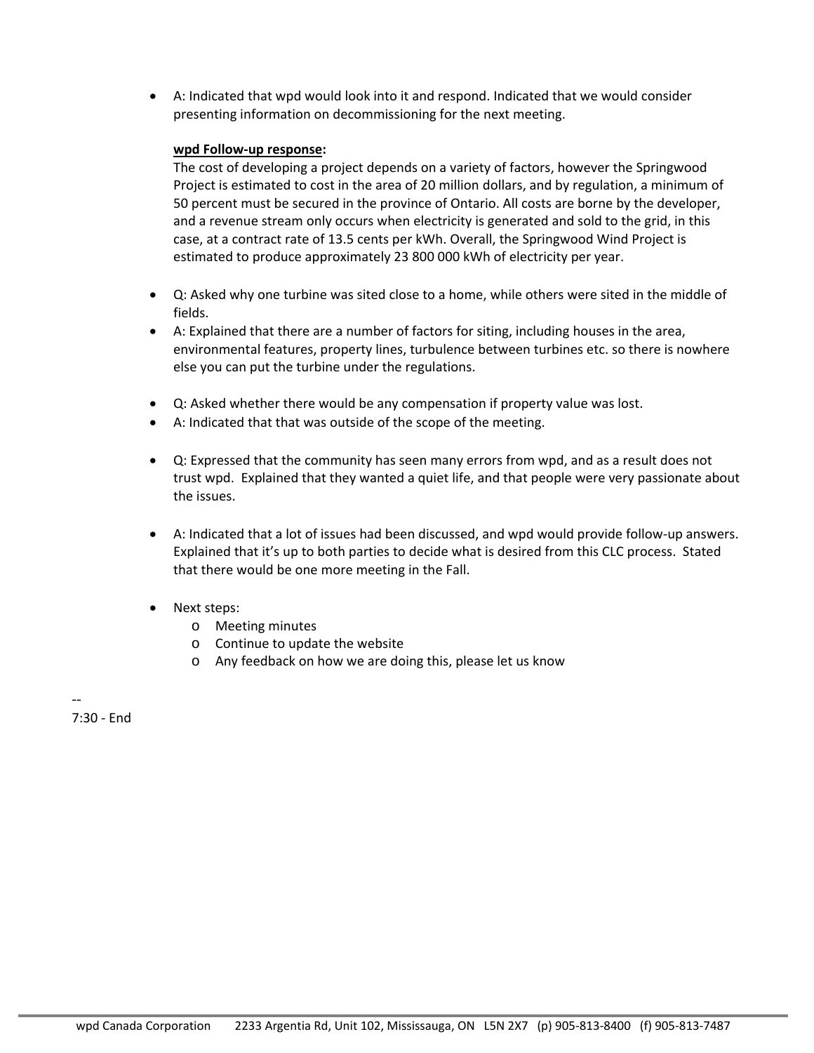- A: Indicated that wpd would look into it and respond. Indicated that we would consider presenting information on decommissioning for the next meeting.

  **wpd Follow-up response:**
  The cost of developing a project depends on a variety of factors, however the Springwood Project is estimated to cost in the area of 20 million dollars, and by regulation, a minimum of 50 percent must be secured in the province of Ontario. All costs are borne by the developer, and a revenue stream only occurs when electricity is generated and sold to the grid, in this case, at a contract rate of 13.5 cents per kWh. Overall, the Springwood Wind Project is estimated to produce approximately 23 800 000 kWh of electricity per year.

- Q: Asked why one turbine was sited close to a home, while others were sited in the middle of fields.
- A: Explained that there are a number of factors for siting, including houses in the area, environmental features, property lines, turbulence between turbines etc. so there is nowhere else you can put the turbine under the regulations.

- Q: Asked whether there would be any compensation if property value was lost.
- A: Indicated that that was outside of the scope of the meeting.

- Q: Expressed that the community has seen many errors from wpd, and as a result does not trust wpd. Explained that they wanted a quiet life, and that people were very passionate about the issues.

- A: Indicated that a lot of issues had been discussed, and wpd would provide follow-up answers. Explained that it's up to both parties to decide what is desired from this CLC process. Stated that there would be one more meeting in the Fall.

- Next steps:
  - Meeting minutes
  - Continue to update the website
  - Any feedback on how we are doing this, please let us know

--
7:30 - End